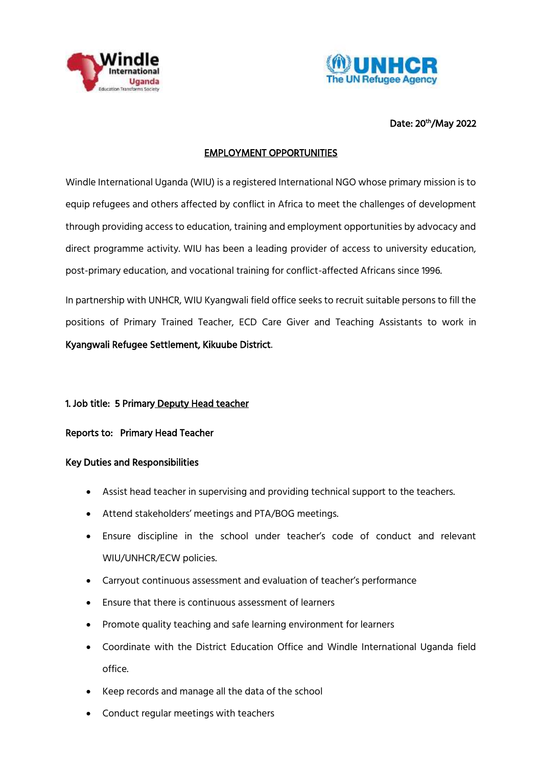Date: 20th/May 2022

## EMPLOYMENT OPPORTUNITIES

Windle International Uganda (WIU) is a registered International NGO whose primary mission is to equip refugees and others affected by conflict in Africa to meet the challenges of development through providing access to education, training and employment opportunities by advocacy and direct programme activity. WIU has been a leading provider of access to university education, post-primary education, and vocational training for conflict-affected Africans since 1996.

In partnership with UNHCR, WIU Kyangwali field office seeks to recruit suitable persons to fill the positions of Primary Trained Teacher, ECD Care Giver and Teaching Assistants to work in **Kyangwali Refugee Settlement, Kikuube District**.

### 1. Job title: 5 Primary Deputy Head teacher

**Reports to: Primary Head Teacher**

**Key Duties and Responsibilities**

- Assist head teacher in supervising and providing technical support to the teachers.
- Attend stakeholders' meetings and PTA/BOG meetings.
- Ensure discipline in the school under teacher's code of conduct and relevant WIU/UNHCR/ECW policies.
- Carryout continuous assessment and evaluation of teacher's performance
- Ensure that there is continuous assessment of learners
- Promote quality teaching and safe learning environment for learners
- Coordinate with the District Education Office and Windle International Uganda field office.
- Keep records and manage all the data of the school
- Conduct regular meetings with teachers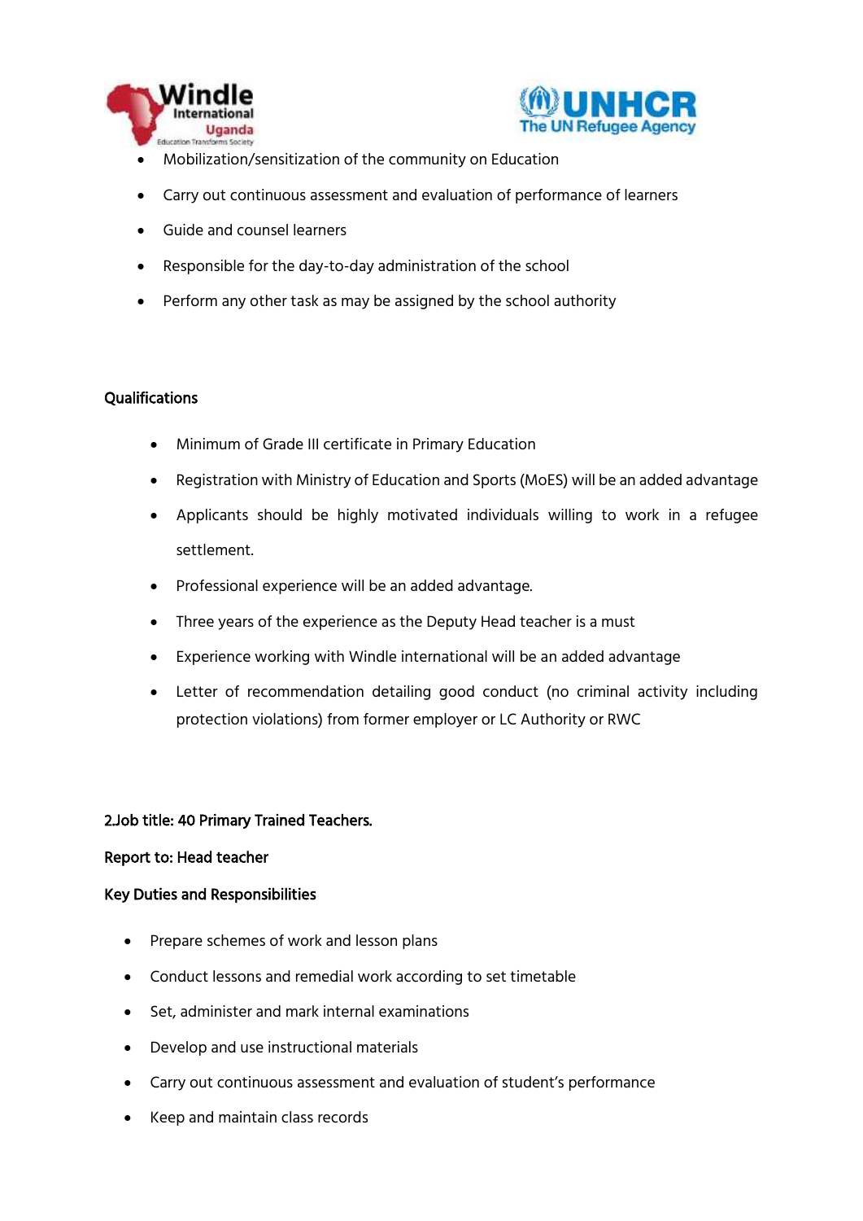- Mobilization/sensitization of the community on Education
- Carry out continuous assessment and evaluation of performance of learners
- Guide and counsel learners
- Responsible for the day-to-day administration of the school
- Perform any other task as may be assigned by the school authority

**Qualifications**

- Minimum of Grade III certificate in Primary Education
- Registration with Ministry of Education and Sports (MoES) will be an added advantage
- Applicants should be highly motivated individuals willing to work in a refugee settlement.
- Professional experience will be an added advantage.
- Three years of the experience as the Deputy Head teacher is a must
- Experience working with Windle international will be an added advantage
- Letter of recommendation detailing good conduct (no criminal activity including protection violations) from former employer or LC Authority or RWC

**2.Job title: 40 Primary Trained Teachers.**

**Report to: Head teacher**

**Key Duties and Responsibilities**

- Prepare schemes of work and lesson plans
- Conduct lessons and remedial work according to set timetable
- Set, administer and mark internal examinations
- Develop and use instructional materials
- Carry out continuous assessment and evaluation of student's performance
- Keep and maintain class records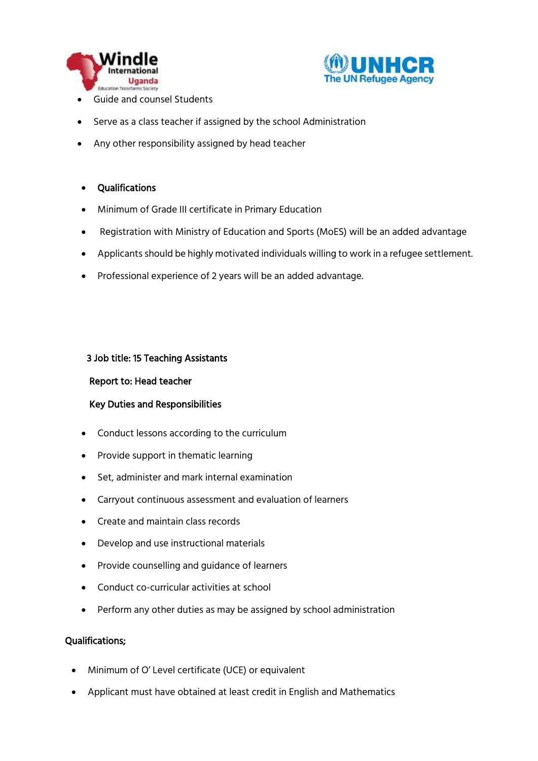- Guide and counsel Students
- Serve as a class teacher if assigned by the school Administration
- Any other responsibility assigned by head teacher

- **Qualifications**
- Minimum of Grade III certificate in Primary Education
- Registration with Ministry of Education and Sports (MoES) will be an added advantage
- Applicants should be highly motivated individuals willing to work in a refugee settlement.
- Professional experience of 2 years will be an added advantage.

**3 Job title: 15 Teaching Assistants**

**Report to: Head teacher**

**Key Duties and Responsibilities**

- Conduct lessons according to the curriculum
- Provide support in thematic learning
- Set, administer and mark internal examination
- Carryout continuous assessment and evaluation of learners
- Create and maintain class records
- Develop and use instructional materials
- Provide counselling and guidance of learners
- Conduct co-curricular activities at school
- Perform any other duties as may be assigned by school administration

**Qualifications;**

- Minimum of O' Level certificate (UCE) or equivalent
- Applicant must have obtained at least credit in English and Mathematics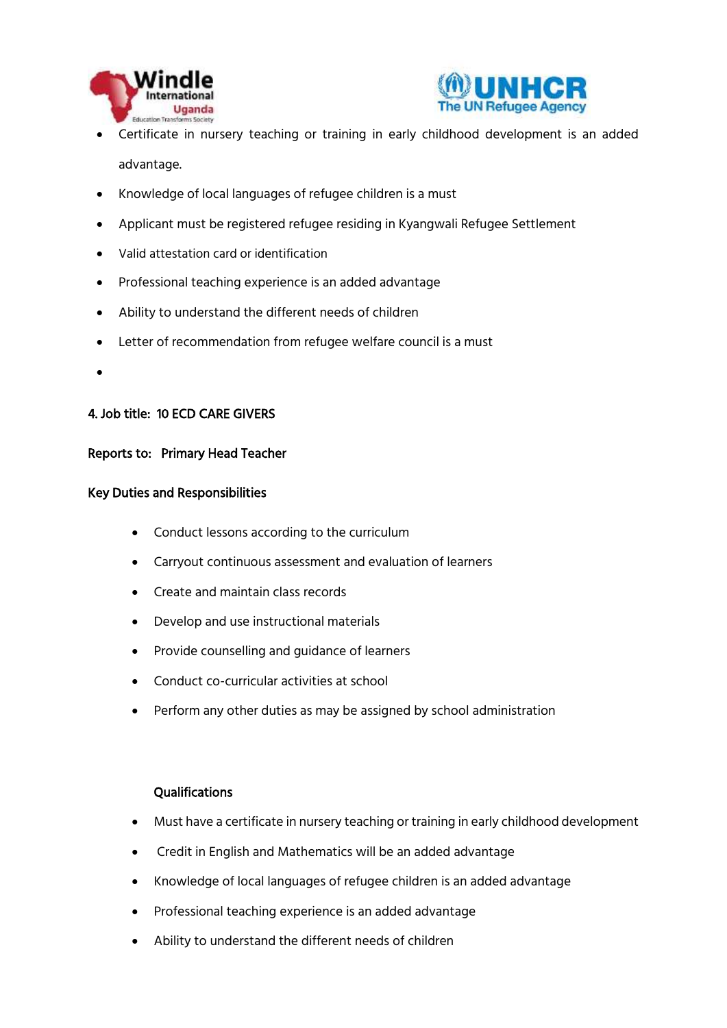- Certificate in nursery teaching or training in early childhood development is an added advantage.
- Knowledge of local languages of refugee children is a must
- Applicant must be registered refugee residing in Kyangwali Refugee Settlement
- Valid attestation card or identification
- Professional teaching experience is an added advantage
- Ability to understand the different needs of children
- Letter of recommendation from refugee welfare council is a must

**4. Job title: 10 ECD CARE GIVERS**

**Reports to: Primary Head Teacher**

**Key Duties and Responsibilities**

- Conduct lessons according to the curriculum
- Carryout continuous assessment and evaluation of learners
- Create and maintain class records
- Develop and use instructional materials
- Provide counselling and guidance of learners
- Conduct co-curricular activities at school
- Perform any other duties as may be assigned by school administration

**Qualifications**

- Must have a certificate in nursery teaching or training in early childhood development
- Credit in English and Mathematics will be an added advantage
- Knowledge of local languages of refugee children is an added advantage
- Professional teaching experience is an added advantage
- Ability to understand the different needs of children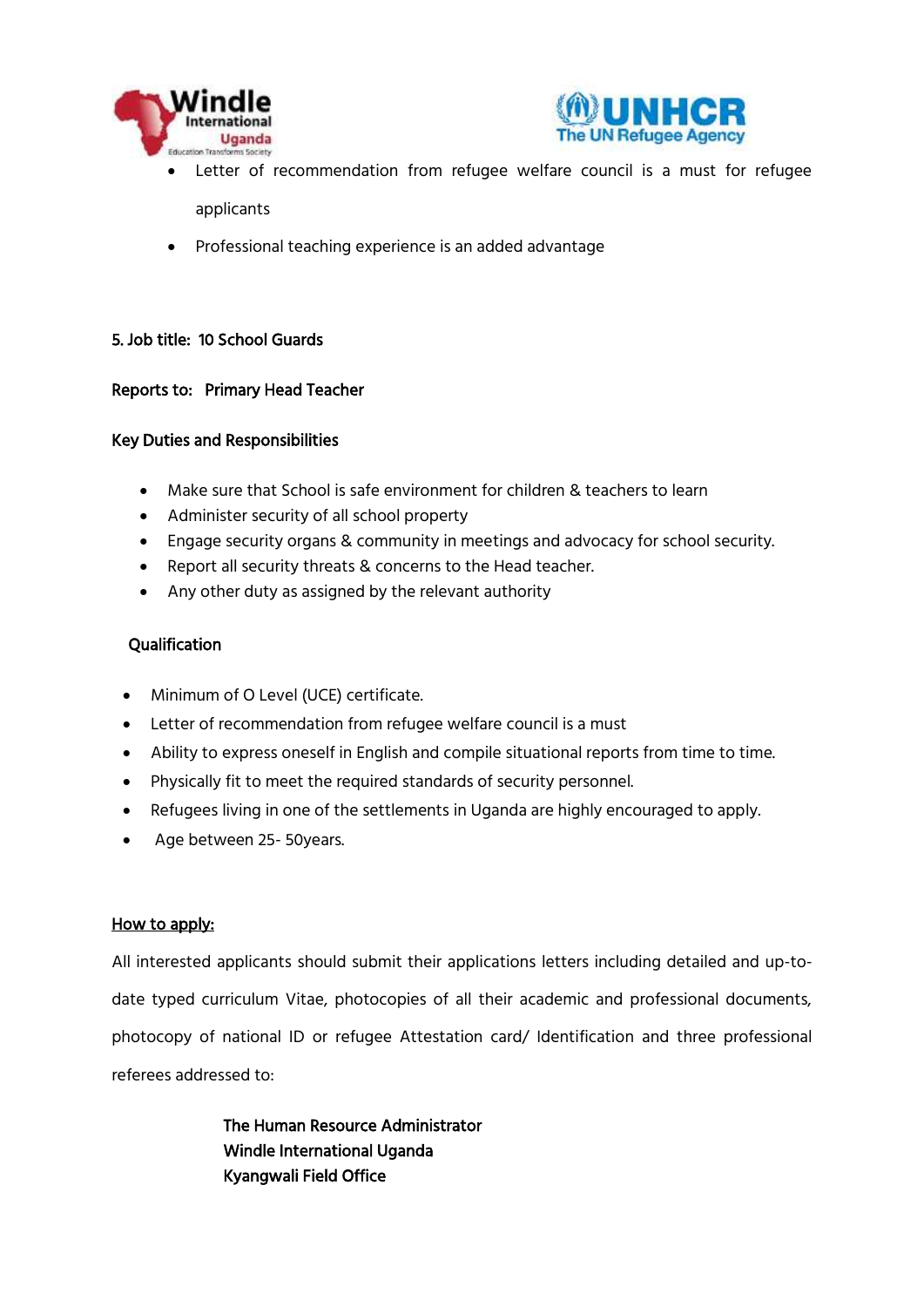- Letter of recommendation from refugee welfare council is a must for refugee applicants
- Professional teaching experience is an added advantage

**5. Job title: 10 School Guards**

**Reports to: Primary Head Teacher**

**Key Duties and Responsibilities**

- Make sure that School is safe environment for children & teachers to learn
- Administer security of all school property
- Engage security organs & community in meetings and advocacy for school security.
- Report all security threats & concerns to the Head teacher.
- Any other duty as assigned by the relevant authority

**Qualification**

- Minimum of O Level (UCE) certificate.
- Letter of recommendation from refugee welfare council is a must
- Ability to express oneself in English and compile situational reports from time to time.
- Physically fit to meet the required standards of security personnel.
- Refugees living in one of the settlements in Uganda are highly encouraged to apply.
- Age between 25- 50years.

**How to apply:**

All interested applicants should submit their applications letters including detailed and up-to-date typed curriculum Vitae, photocopies of all their academic and professional documents, photocopy of national ID or refugee Attestation card/ Identification and three professional referees addressed to:

**The Human Resource Administrator**
**Windle International Uganda**
**Kyangwali Field Office**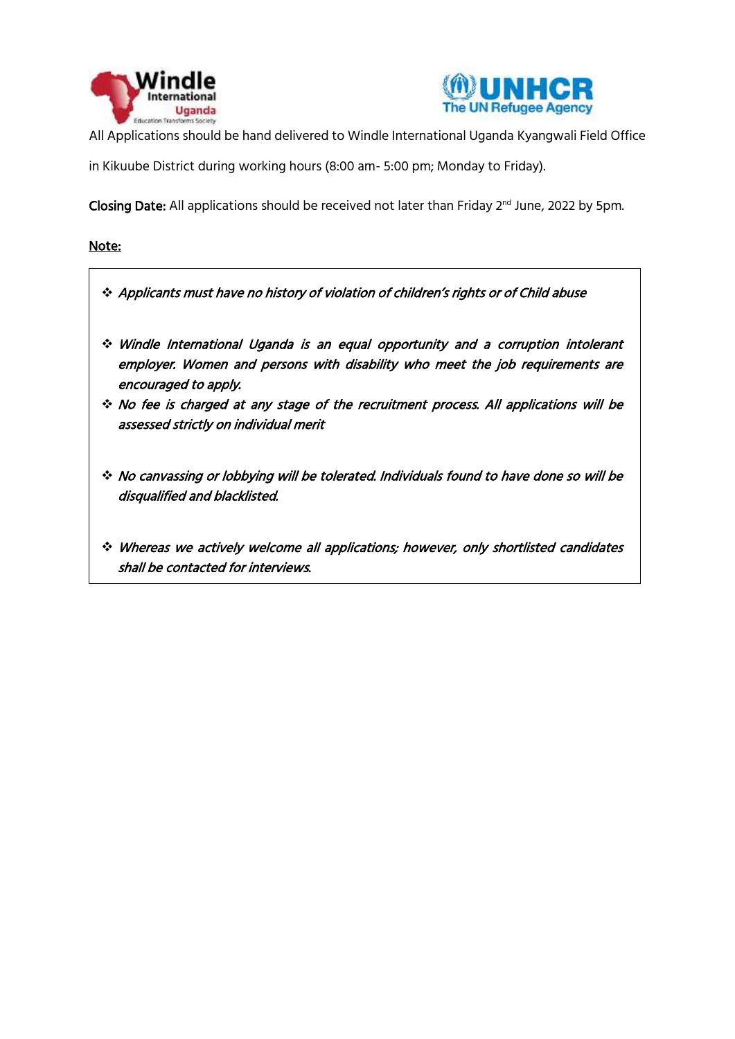All Applications should be hand delivered to Windle International Uganda Kyangwali Field Office in Kikuube District during working hours (8:00 am- 5:00 pm; Monday to Friday).

**Closing Date:** All applications should be received not later than Friday 2nd June, 2022 by 5pm.

**Note:**

- *Applicants must have no history of violation of children's rights or of Child abuse*
- *Windle International Uganda is an equal opportunity and a corruption intolerant employer. Women and persons with disability who meet the job requirements are encouraged to apply.*
- *No fee is charged at any stage of the recruitment process. All applications will be assessed strictly on individual merit*
- *No canvassing or lobbying will be tolerated. Individuals found to have done so will be disqualified and blacklisted.*
- *Whereas we actively welcome all applications; however, only shortlisted candidates shall be contacted for interviews.*